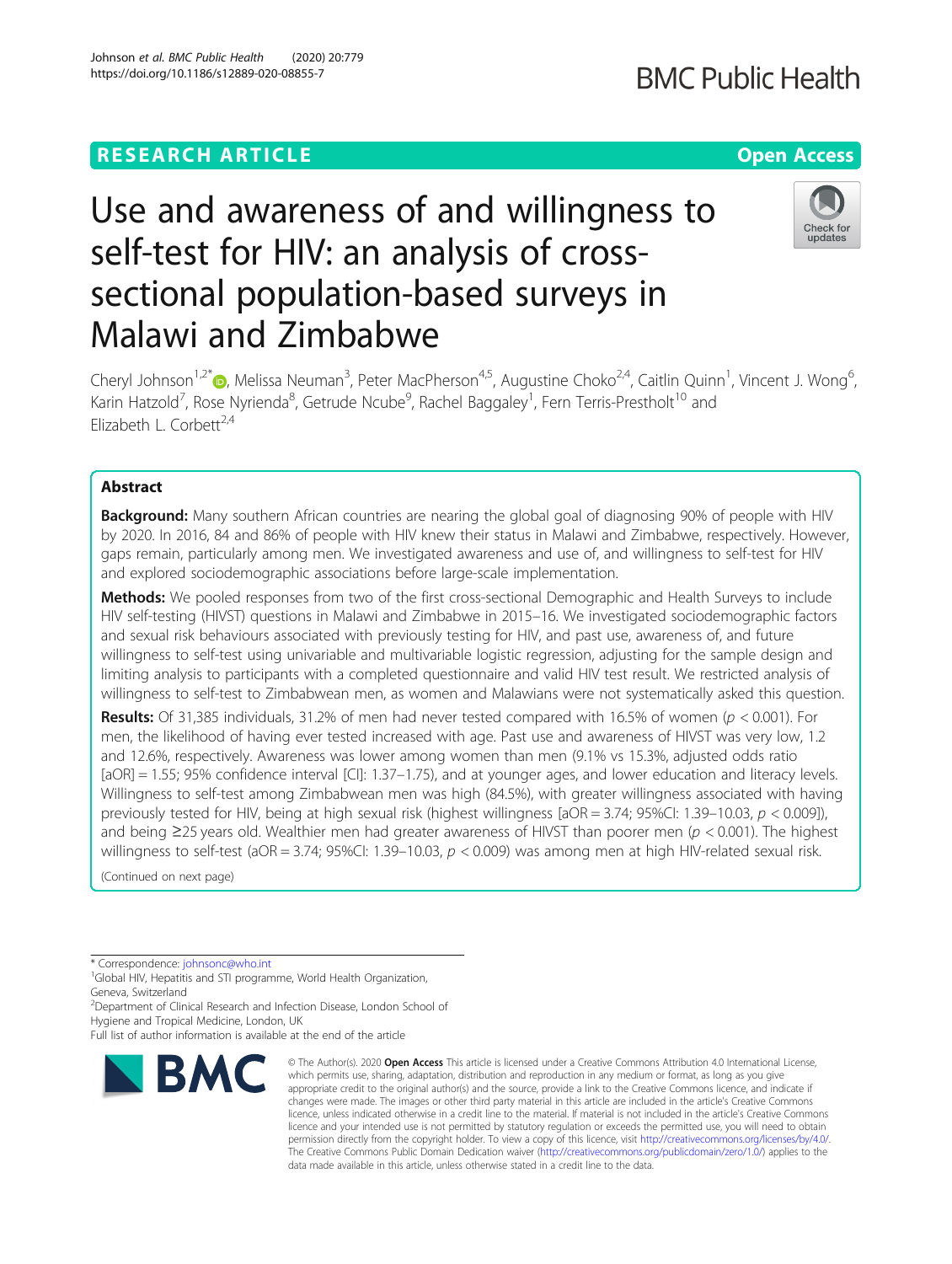RESEARCH ARTICLE

Open Access

# Use and awareness of and willingness to self-test for HIV: an analysis of cross-sectional population-based surveys in Malawi and Zimbabwe

Cheryl Johnson[1,2*], Melissa Neuman[3], Peter MacPherson[4,5], Augustine Choko[2,4], Caitlin Quinn[1], Vincent J. Wong[6], Karin Hatzold[7], Rose Nyrienda[8], Getrude Ncube[9], Rachel Baggaley[1], Fern Terris-Prestholt[10] and Elizabeth L. Corbett[2,4]

## Abstract

**Background:** Many southern African countries are nearing the global goal of diagnosing 90% of people with HIV by 2020. In 2016, 84 and 86% of people with HIV knew their status in Malawi and Zimbabwe, respectively. However, gaps remain, particularly among men. We investigated awareness and use of, and willingness to self-test for HIV and explored sociodemographic associations before large-scale implementation.

**Methods:** We pooled responses from two of the first cross-sectional Demographic and Health Surveys to include HIV self-testing (HIVST) questions in Malawi and Zimbabwe in 2015–16. We investigated sociodemographic factors and sexual risk behaviours associated with previously testing for HIV, and past use, awareness of, and future willingness to self-test using univariable and multivariable logistic regression, adjusting for the sample design and limiting analysis to participants with a completed questionnaire and valid HIV test result. We restricted analysis of willingness to self-test to Zimbabwean men, as women and Malawians were not systematically asked this question.

**Results:** Of 31,385 individuals, 31.2% of men had never tested compared with 16.5% of women ($p < 0.001$). For men, the likelihood of having ever tested increased with age. Past use and awareness of HIVST was very low, 1.2 and 12.6%, respectively. Awareness was lower among women than men (9.1% vs 15.3%, adjusted odds ratio [aOR] = 1.55; 95% confidence interval [CI]: 1.37–1.75), and at younger ages, and lower education and literacy levels. Willingness to self-test among Zimbabwean men was high (84.5%), with greater willingness associated with having previously tested for HIV, being at high sexual risk (highest willingness [aOR = 3.74; 95%CI: 1.39–10.03, $p < 0.009$]), and being ≥25 years old. Wealthier men had greater awareness of HIVST than poorer men ($p < 0.001$). The highest willingness to self-test (aOR = 3.74; 95%CI: 1.39–10.03, $p < 0.009$) was among men at high HIV-related sexual risk.

(Continued on next page)

* Correspondence: johnsonc@who.int
[1]Global HIV, Hepatitis and STI programme, World Health Organization, Geneva, Switzerland
[2]Department of Clinical Research and Infection Disease, London School of Hygiene and Tropical Medicine, London, UK
Full list of author information is available at the end of the article

© The Author(s). 2020 **Open Access** This article is licensed under a Creative Commons Attribution 4.0 International License, which permits use, sharing, adaptation, distribution and reproduction in any medium or format, as long as you give appropriate credit to the original author(s) and the source, provide a link to the Creative Commons licence, and indicate if changes were made. The images or other third party material in this article are included in the article's Creative Commons licence, unless indicated otherwise in a credit line to the material. If material is not included in the article's Creative Commons licence and your intended use is not permitted by statutory regulation or exceeds the permitted use, you will need to obtain permission directly from the copyright holder. To view a copy of this licence, visit http://creativecommons.org/licenses/by/4.0/. The Creative Commons Public Domain Dedication waiver (http://creativecommons.org/publicdomain/zero/1.0/) applies to the data made available in this article, unless otherwise stated in a credit line to the data.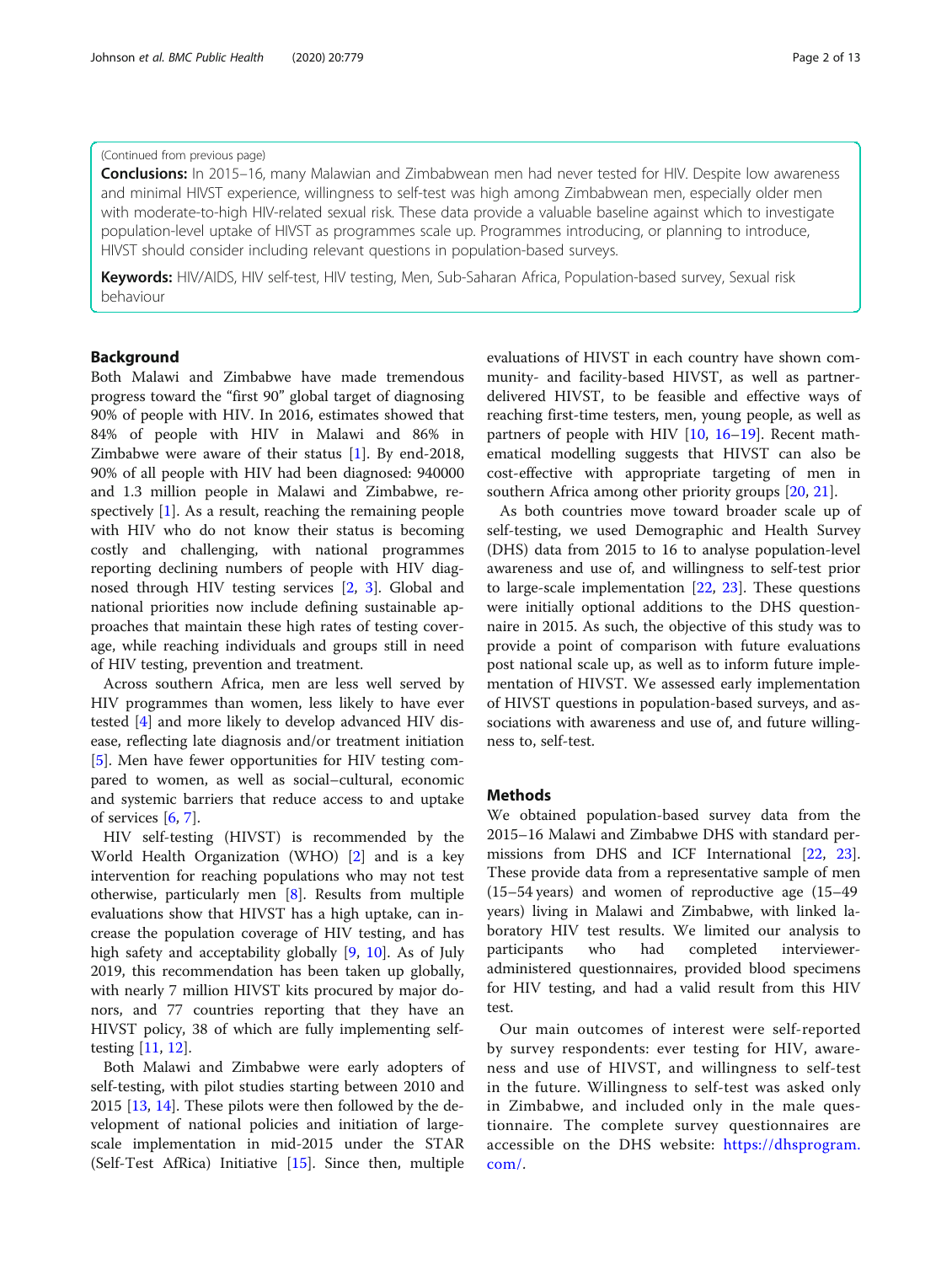(Continued from previous page)

**Conclusions:** In 2015–16, many Malawian and Zimbabwean men had never tested for HIV. Despite low awareness and minimal HIVST experience, willingness to self-test was high among Zimbabwean men, especially older men with moderate-to-high HIV-related sexual risk. These data provide a valuable baseline against which to investigate population-level uptake of HIVST as programmes scale up. Programmes introducing, or planning to introduce, HIVST should consider including relevant questions in population-based surveys.

**Keywords:** HIV/AIDS, HIV self-test, HIV testing, Men, Sub-Saharan Africa, Population-based survey, Sexual risk behaviour

## Background

Both Malawi and Zimbabwe have made tremendous progress toward the "first 90" global target of diagnosing 90% of people with HIV. In 2016, estimates showed that 84% of people with HIV in Malawi and 86% in Zimbabwe were aware of their status [1]. By end-2018, 90% of all people with HIV had been diagnosed: 940000 and 1.3 million people in Malawi and Zimbabwe, respectively [1]. As a result, reaching the remaining people with HIV who do not know their status is becoming costly and challenging, with national programmes reporting declining numbers of people with HIV diagnosed through HIV testing services [2, 3]. Global and national priorities now include defining sustainable approaches that maintain these high rates of testing coverage, while reaching individuals and groups still in need of HIV testing, prevention and treatment.

Across southern Africa, men are less well served by HIV programmes than women, less likely to have ever tested [4] and more likely to develop advanced HIV disease, reflecting late diagnosis and/or treatment initiation [5]. Men have fewer opportunities for HIV testing compared to women, as well as social–cultural, economic and systemic barriers that reduce access to and uptake of services [6, 7].

HIV self-testing (HIVST) is recommended by the World Health Organization (WHO) [2] and is a key intervention for reaching populations who may not test otherwise, particularly men [8]. Results from multiple evaluations show that HIVST has a high uptake, can increase the population coverage of HIV testing, and has high safety and acceptability globally [9, 10]. As of July 2019, this recommendation has been taken up globally, with nearly 7 million HIVST kits procured by major donors, and 77 countries reporting that they have an HIVST policy, 38 of which are fully implementing self-testing [11, 12].

Both Malawi and Zimbabwe were early adopters of self-testing, with pilot studies starting between 2010 and 2015 [13, 14]. These pilots were then followed by the development of national policies and initiation of large-scale implementation in mid-2015 under the STAR (Self-Test AfRica) Initiative [15]. Since then, multiple evaluations of HIVST in each country have shown community- and facility-based HIVST, as well as partner-delivered HIVST, to be feasible and effective ways of reaching first-time testers, men, young people, as well as partners of people with HIV [10, 16–19]. Recent mathematical modelling suggests that HIVST can also be cost-effective with appropriate targeting of men in southern Africa among other priority groups [20, 21].

As both countries move toward broader scale up of self-testing, we used Demographic and Health Survey (DHS) data from 2015 to 16 to analyse population-level awareness and use of, and willingness to self-test prior to large-scale implementation [22, 23]. These questions were initially optional additions to the DHS questionnaire in 2015. As such, the objective of this study was to provide a point of comparison with future evaluations post national scale up, as well as to inform future implementation of HIVST. We assessed early implementation of HIVST questions in population-based surveys, and associations with awareness and use of, and future willingness to, self-test.

## Methods

We obtained population-based survey data from the 2015–16 Malawi and Zimbabwe DHS with standard permissions from DHS and ICF International [22, 23]. These provide data from a representative sample of men (15–54 years) and women of reproductive age (15–49 years) living in Malawi and Zimbabwe, with linked laboratory HIV test results. We limited our analysis to participants who had completed interviewer-administered questionnaires, provided blood specimens for HIV testing, and had a valid result from this HIV test.

Our main outcomes of interest were self-reported by survey respondents: ever testing for HIV, awareness and use of HIVST, and willingness to self-test in the future. Willingness to self-test was asked only in Zimbabwe, and included only in the male questionnaire. The complete survey questionnaires are accessible on the DHS website: https://dhsprogram.com/.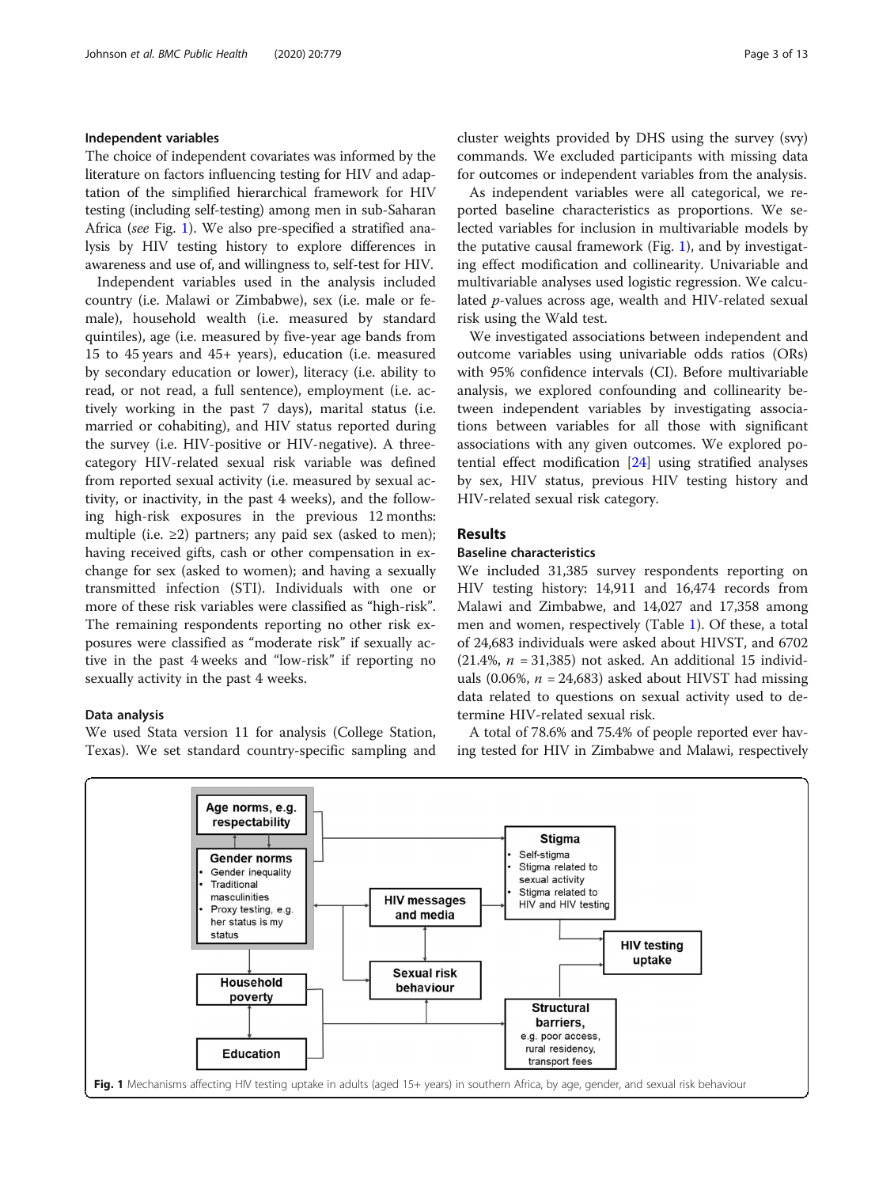### Independent variables

The choice of independent covariates was informed by the literature on factors influencing testing for HIV and adaptation of the simplified hierarchical framework for HIV testing (including self-testing) among men in sub-Saharan Africa (*see* Fig. 1). We also pre-specified a stratified analysis by HIV testing history to explore differences in awareness and use of, and willingness to, self-test for HIV.

Independent variables used in the analysis included country (i.e. Malawi or Zimbabwe), sex (i.e. male or female), household wealth (i.e. measured by standard quintiles), age (i.e. measured by five-year age bands from 15 to 45 years and 45+ years), education (i.e. measured by secondary education or lower), literacy (i.e. ability to read, or not read, a full sentence), employment (i.e. actively working in the past 7 days), marital status (i.e. married or cohabiting), and HIV status reported during the survey (i.e. HIV-positive or HIV-negative). A three-category HIV-related sexual risk variable was defined from reported sexual activity (i.e. measured by sexual activity, or inactivity, in the past 4 weeks), and the following high-risk exposures in the previous 12 months: multiple (i.e. ≥2) partners; any paid sex (asked to men); having received gifts, cash or other compensation in exchange for sex (asked to women); and having a sexually transmitted infection (STI). Individuals with one or more of these risk variables were classified as "high-risk". The remaining respondents reporting no other risk exposures were classified as "moderate risk" if sexually active in the past 4 weeks and "low-risk" if reporting no sexually activity in the past 4 weeks.

### Data analysis

We used Stata version 11 for analysis (College Station, Texas). We set standard country-specific sampling and cluster weights provided by DHS using the survey (svy) commands. We excluded participants with missing data for outcomes or independent variables from the analysis.

As independent variables were all categorical, we reported baseline characteristics as proportions. We selected variables for inclusion in multivariable models by the putative causal framework (Fig. 1), and by investigating effect modification and collinearity. Univariable and multivariable analyses used logistic regression. We calculated *p*-values across age, wealth and HIV-related sexual risk using the Wald test.

We investigated associations between independent and outcome variables using univariable odds ratios (ORs) with 95% confidence intervals (CI). Before multivariable analysis, we explored confounding and collinearity between independent variables by investigating associations between variables for all those with significant associations with any given outcomes. We explored potential effect modification [24] using stratified analyses by sex, HIV status, previous HIV testing history and HIV-related sexual risk category.

## Results

### Baseline characteristics

We included 31,385 survey respondents reporting on HIV testing history: 14,911 and 16,474 records from Malawi and Zimbabwe, and 14,027 and 17,358 among men and women, respectively (Table 1). Of these, a total of 24,683 individuals were asked about HIVST, and 6702 (21.4%, $n$ = 31,385) not asked. An additional 15 individuals (0.06%, $n$ = 24,683) asked about HIVST had missing data related to questions on sexual activity used to determine HIV-related sexual risk.

A total of 78.6% and 75.4% of people reported ever having tested for HIV in Zimbabwe and Malawi, respectively

**Fig. 1** Mechanisms affecting HIV testing uptake in adults (aged 15+ years) in southern Africa, by age, gender, and sexual risk behaviour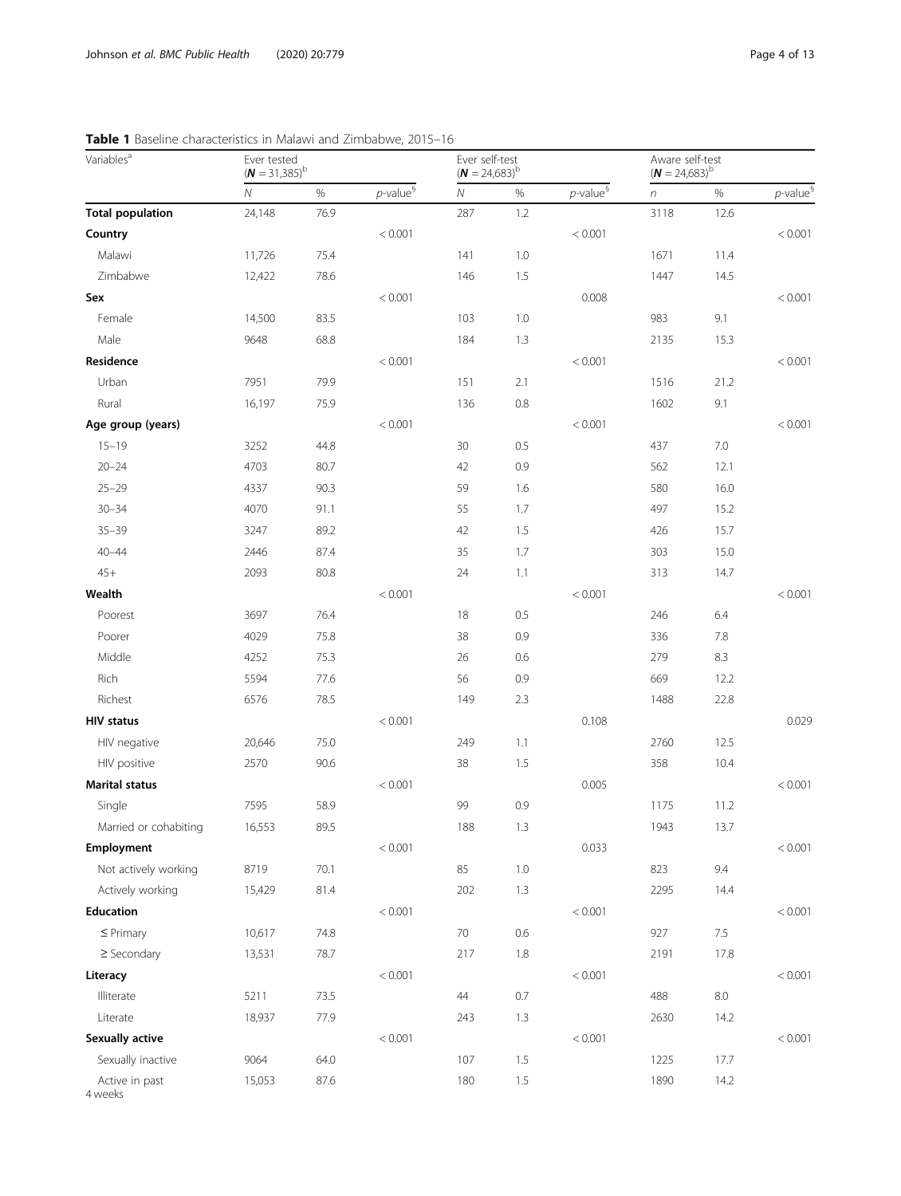**Table 1** Baseline characteristics in Malawi and Zimbabwe, 2015–16

| Variables[a] | Ever tested ($\boldsymbol{N}$ = 31,385)[b] | | | Ever self-test ($\boldsymbol{N}$ = 24,683)[b] | | | Aware self-test ($\boldsymbol{N}$ = 24,683)[b] | | |
|---|---|---|---|---|---|---|---|---|---|
| | *N* | % | *p*-value[§] | *N* | % | *p*-value[§] | *n* | % | *p*-value[§] |
| **Total population** | 24,148 | 76.9 | | 287 | 1.2 | | 3118 | 12.6 | |
| **Country** | | | < 0.001 | | | < 0.001 | | | < 0.001 |
| Malawi | 11,726 | 75.4 | | 141 | 1.0 | | 1671 | 11.4 | |
| Zimbabwe | 12,422 | 78.6 | | 146 | 1.5 | | 1447 | 14.5 | |
| **Sex** | | | < 0.001 | | | 0.008 | | | < 0.001 |
| Female | 14,500 | 83.5 | | 103 | 1.0 | | 983 | 9.1 | |
| Male | 9648 | 68.8 | | 184 | 1.3 | | 2135 | 15.3 | |
| **Residence** | | | < 0.001 | | | < 0.001 | | | < 0.001 |
| Urban | 7951 | 79.9 | | 151 | 2.1 | | 1516 | 21.2 | |
| Rural | 16,197 | 75.9 | | 136 | 0.8 | | 1602 | 9.1 | |
| **Age group (years)** | | | < 0.001 | | | < 0.001 | | | < 0.001 |
| 15–19 | 3252 | 44.8 | | 30 | 0.5 | | 437 | 7.0 | |
| 20–24 | 4703 | 80.7 | | 42 | 0.9 | | 562 | 12.1 | |
| 25–29 | 4337 | 90.3 | | 59 | 1.6 | | 580 | 16.0 | |
| 30–34 | 4070 | 91.1 | | 55 | 1.7 | | 497 | 15.2 | |
| 35–39 | 3247 | 89.2 | | 42 | 1.5 | | 426 | 15.7 | |
| 40–44 | 2446 | 87.4 | | 35 | 1.7 | | 303 | 15.0 | |
| 45+ | 2093 | 80.8 | | 24 | 1.1 | | 313 | 14.7 | |
| **Wealth** | | | < 0.001 | | | < 0.001 | | | < 0.001 |
| Poorest | 3697 | 76.4 | | 18 | 0.5 | | 246 | 6.4 | |
| Poorer | 4029 | 75.8 | | 38 | 0.9 | | 336 | 7.8 | |
| Middle | 4252 | 75.3 | | 26 | 0.6 | | 279 | 8.3 | |
| Rich | 5594 | 77.6 | | 56 | 0.9 | | 669 | 12.2 | |
| Richest | 6576 | 78.5 | | 149 | 2.3 | | 1488 | 22.8 | |
| **HIV status** | | | < 0.001 | | | 0.108 | | | 0.029 |
| HIV negative | 20,646 | 75.0 | | 249 | 1.1 | | 2760 | 12.5 | |
| HIV positive | 2570 | 90.6 | | 38 | 1.5 | | 358 | 10.4 | |
| **Marital status** | | | < 0.001 | | | 0.005 | | | < 0.001 |
| Single | 7595 | 58.9 | | 99 | 0.9 | | 1175 | 11.2 | |
| Married or cohabiting | 16,553 | 89.5 | | 188 | 1.3 | | 1943 | 13.7 | |
| **Employment** | | | < 0.001 | | | 0.033 | | | < 0.001 |
| Not actively working | 8719 | 70.1 | | 85 | 1.0 | | 823 | 9.4 | |
| Actively working | 15,429 | 81.4 | | 202 | 1.3 | | 2295 | 14.4 | |
| **Education** | | | < 0.001 | | | < 0.001 | | | < 0.001 |
| ≤ Primary | 10,617 | 74.8 | | 70 | 0.6 | | 927 | 7.5 | |
| ≥ Secondary | 13,531 | 78.7 | | 217 | 1.8 | | 2191 | 17.8 | |
| **Literacy** | | | < 0.001 | | | < 0.001 | | | < 0.001 |
| Illiterate | 5211 | 73.5 | | 44 | 0.7 | | 488 | 8.0 | |
| Literate | 18,937 | 77.9 | | 243 | 1.3 | | 2630 | 14.2 | |
| **Sexually active** | | | < 0.001 | | | < 0.001 | | | < 0.001 |
| Sexually inactive | 9064 | 64.0 | | 107 | 1.5 | | 1225 | 17.7 | |
| Active in past 4 weeks | 15,053 | 87.6 | | 180 | 1.5 | | 1890 | 14.2 | |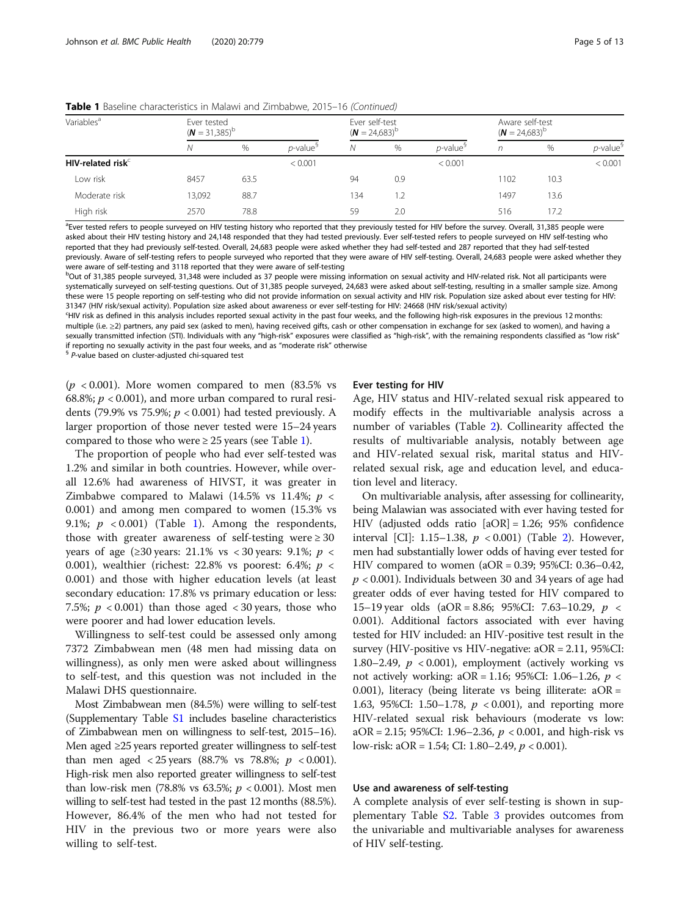**Table 1** Baseline characteristics in Malawi and Zimbabwe, 2015–16 *(Continued)*

| Variables[a] | Ever tested ($N$ = 31,385)[b] | | | Ever self-test ($N$ = 24,683)[b] | | | Aware self-test ($N$ = 24,683)[b] | | |
|---|---|---|---|---|---|---|---|---|---|
| | N | % | p-value[§] | N | % | p-value[§] | n | % | p-value[§] |
| **HIV-related risk**[c] | | | < 0.001 | | | < 0.001 | | | < 0.001 |
| Low risk | 8457 | 63.5 | | 94 | 0.9 | | 1102 | 10.3 | |
| Moderate risk | 13,092 | 88.7 | | 134 | 1.2 | | 1497 | 13.6 | |
| High risk | 2570 | 78.8 | | 59 | 2.0 | | 516 | 17.2 | |

[a]Ever tested refers to people surveyed on HIV testing history who reported that they previously tested for HIV before the survey. Overall, 31,385 people were asked about their HIV testing history and 24,148 responded that they had tested previously. Ever self-tested refers to people surveyed on HIV self-testing who reported that they had previously self-tested. Overall, 24,683 people were asked whether they had self-tested and 287 reported that they had self-tested previously. Aware of self-testing refers to people surveyed who reported that they were aware of HIV self-testing. Overall, 24,683 people were asked whether they were aware of self-testing and 3118 reported that they were aware of self-testing

[b]Out of 31,385 people surveyed, 31,348 were included as 37 people were missing information on sexual activity and HIV-related risk. Not all participants were systematically surveyed on self-testing questions. Out of 31,385 people surveyed, 24,683 were asked about self-testing, resulting in a smaller sample size. Among these were 15 people reporting on self-testing who did not provide information on sexual activity and HIV risk. Population size asked about ever testing for HIV: 31347 (HIV risk/sexual activity). Population size asked about awareness or ever self-testing for HIV: 24668 (HIV risk/sexual activity)

[c]HIV risk as defined in this analysis includes reported sexual activity in the past four weeks, and the following high-risk exposures in the previous 12 months: multiple (i.e. ≥2) partners, any paid sex (asked to men), having received gifts, cash or other compensation in exchange for sex (asked to women), and having a sexually transmitted infection (STI). Individuals with any "high-risk" exposures were classified as "high-risk", with the remaining respondents classified as "low risk" if reporting no sexually activity in the past four weeks, and as "moderate risk" otherwise

[§] P-value based on cluster-adjusted chi-squared test

($p$ < 0.001). More women compared to men (83.5% vs 68.8%; $p$ < 0.001), and more urban compared to rural residents (79.9% vs 75.9%; $p$ < 0.001) had tested previously. A larger proportion of those never tested were 15–24 years compared to those who were ≥ 25 years (see Table 1).

The proportion of people who had ever self-tested was 1.2% and similar in both countries. However, while overall 12.6% had awareness of HIVST, it was greater in Zimbabwe compared to Malawi (14.5% vs 11.4%; $p$ < 0.001) and among men compared to women (15.3% vs 9.1%; $p$ < 0.001) (Table 1). Among the respondents, those with greater awareness of self-testing were ≥ 30 years of age (≥30 years: 21.1% vs < 30 years: 9.1%; $p$ < 0.001), wealthier (richest: 22.8% vs poorest: 6.4%; $p$ < 0.001) and those with higher education levels (at least secondary education: 17.8% vs primary education or less: 7.5%; $p$ < 0.001) than those aged < 30 years, those who were poorer and had lower education levels.

Willingness to self-test could be assessed only among 7372 Zimbabwean men (48 men had missing data on willingness), as only men were asked about willingness to self-test, and this question was not included in the Malawi DHS questionnaire.

Most Zimbabwean men (84.5%) were willing to self-test (Supplementary Table S1 includes baseline characteristics of Zimbabwean men on willingness to self-test, 2015–16). Men aged ≥25 years reported greater willingness to self-test than men aged < 25 years (88.7% vs 78.8%; $p$ < 0.001). High-risk men also reported greater willingness to self-test than low-risk men (78.8% vs 63.5%; $p$ < 0.001). Most men willing to self-test had tested in the past 12 months (88.5%). However, 86.4% of the men who had not tested for HIV in the previous two or more years were also willing to self-test.

### Ever testing for HIV

Age, HIV status and HIV-related sexual risk appeared to modify effects in the multivariable analysis across a number of variables (Table 2). Collinearity affected the results of multivariable analysis, notably between age and HIV-related sexual risk, marital status and HIV-related sexual risk, age and education level, and education level and literacy.

On multivariable analysis, after assessing for collinearity, being Malawian was associated with ever having tested for HIV (adjusted odds ratio [aOR] = 1.26; 95% confidence interval [CI]: 1.15–1.38, $p$ < 0.001) (Table 2). However, men had substantially lower odds of having ever tested for HIV compared to women (aOR = 0.39; 95%CI: 0.36–0.42, $p$ < 0.001). Individuals between 30 and 34 years of age had greater odds of ever having tested for HIV compared to 15–19 year olds (aOR = 8.86; 95%CI: 7.63–10.29, $p$ < 0.001). Additional factors associated with ever having tested for HIV included: an HIV-positive test result in the survey (HIV-positive vs HIV-negative: aOR = 2.11, 95%CI: 1.80–2.49, $p$ < 0.001), employment (actively working vs not actively working: aOR = 1.16; 95%CI: 1.06–1.26, $p$ < 0.001), literacy (being literate vs being illiterate: aOR = 1.63, 95%CI: 1.50–1.78, $p$ < 0.001), and reporting more HIV-related sexual risk behaviours (moderate vs low: aOR = 2.15; 95%CI: 1.96–2.36, $p$ < 0.001, and high-risk vs low-risk: aOR = 1.54; CI: 1.80–2.49, $p$ < 0.001).

### Use and awareness of self-testing

A complete analysis of ever self-testing is shown in supplementary Table S2. Table 3 provides outcomes from the univariable and multivariable analyses for awareness of HIV self-testing.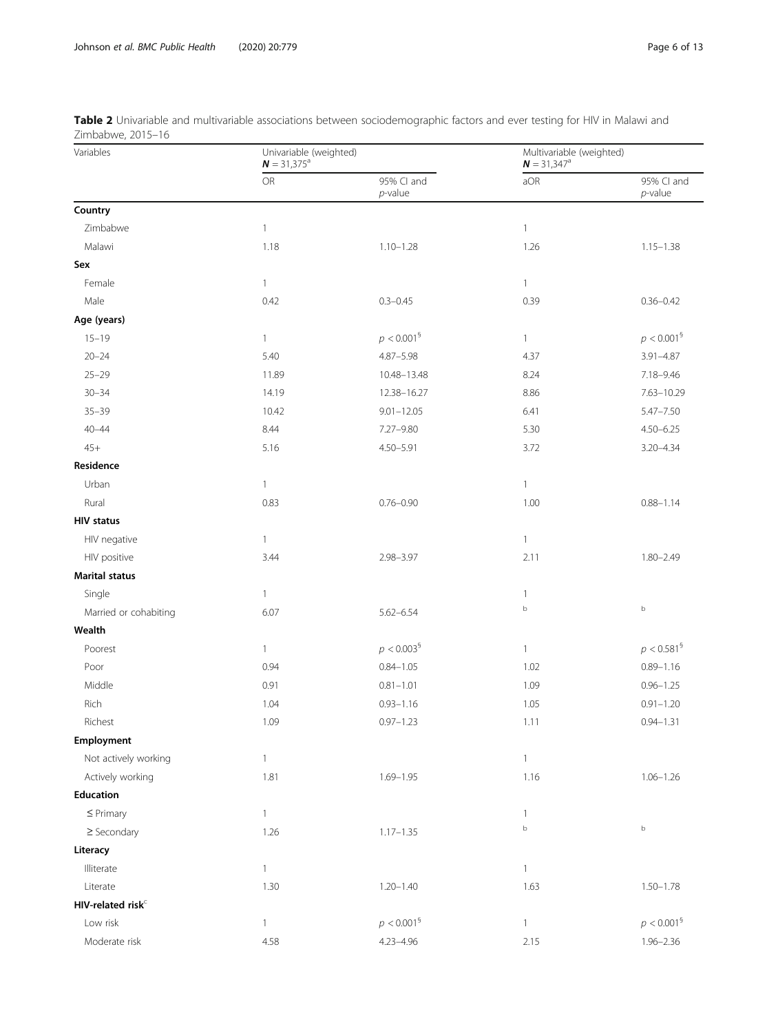**Table 2** Univariable and multivariable associations between sociodemographic factors and ever testing for HIV in Malawi and Zimbabwe, 2015–16

| Variables | Univariable (weighted) $N = 31,375$[a] | | Multivariable (weighted) $N = 31,347$[a] | |
|---|---|---|---|---|
| | OR | 95% CI and *p*-value | aOR | 95% CI and *p*-value |
| **Country** | | | | |
| Zimbabwe | 1 | | 1 | |
| Malawi | 1.18 | 1.10–1.28 | 1.26 | 1.15–1.38 |
| **Sex** | | | | |
| Female | 1 | | 1 | |
| Male | 0.42 | 0.3–0.45 | 0.39 | 0.36–0.42 |
| **Age (years)** | | | | |
| 15–19 | 1 | $p < 0.001$[§] | 1 | $p < 0.001$[§] |
| 20–24 | 5.40 | 4.87–5.98 | 4.37 | 3.91–4.87 |
| 25–29 | 11.89 | 10.48–13.48 | 8.24 | 7.18–9.46 |
| 30–34 | 14.19 | 12.38–16.27 | 8.86 | 7.63–10.29 |
| 35–39 | 10.42 | 9.01–12.05 | 6.41 | 5.47–7.50 |
| 40–44 | 8.44 | 7.27–9.80 | 5.30 | 4.50–6.25 |
| 45+ | 5.16 | 4.50–5.91 | 3.72 | 3.20–4.34 |
| **Residence** | | | | |
| Urban | 1 | | 1 | |
| Rural | 0.83 | 0.76–0.90 | 1.00 | 0.88–1.14 |
| **HIV status** | | | | |
| HIV negative | 1 | | 1 | |
| HIV positive | 3.44 | 2.98–3.97 | 2.11 | 1.80–2.49 |
| **Marital status** | | | | |
| Single | 1 | | 1 | |
| Married or cohabiting | 6.07 | 5.62–6.54 | b | b |
| **Wealth** | | | | |
| Poorest | 1 | $p < 0.003$[§] | 1 | $p < 0.581$[§] |
| Poor | 0.94 | 0.84–1.05 | 1.02 | 0.89–1.16 |
| Middle | 0.91 | 0.81–1.01 | 1.09 | 0.96–1.25 |
| Rich | 1.04 | 0.93–1.16 | 1.05 | 0.91–1.20 |
| Richest | 1.09 | 0.97–1.23 | 1.11 | 0.94–1.31 |
| **Employment** | | | | |
| Not actively working | 1 | | 1 | |
| Actively working | 1.81 | 1.69–1.95 | 1.16 | 1.06–1.26 |
| **Education** | | | | |
| ≤ Primary | 1 | | 1 | |
| ≥ Secondary | 1.26 | 1.17–1.35 | b | b |
| **Literacy** | | | | |
| Illiterate | 1 | | 1 | |
| Literate | 1.30 | 1.20–1.40 | 1.63 | 1.50–1.78 |
| **HIV-related risk**[c] | | | | |
| Low risk | 1 | $p < 0.001$[§] | 1 | $p < 0.001$[§] |
| Moderate risk | 4.58 | 4.23–4.96 | 2.15 | 1.96–2.36 |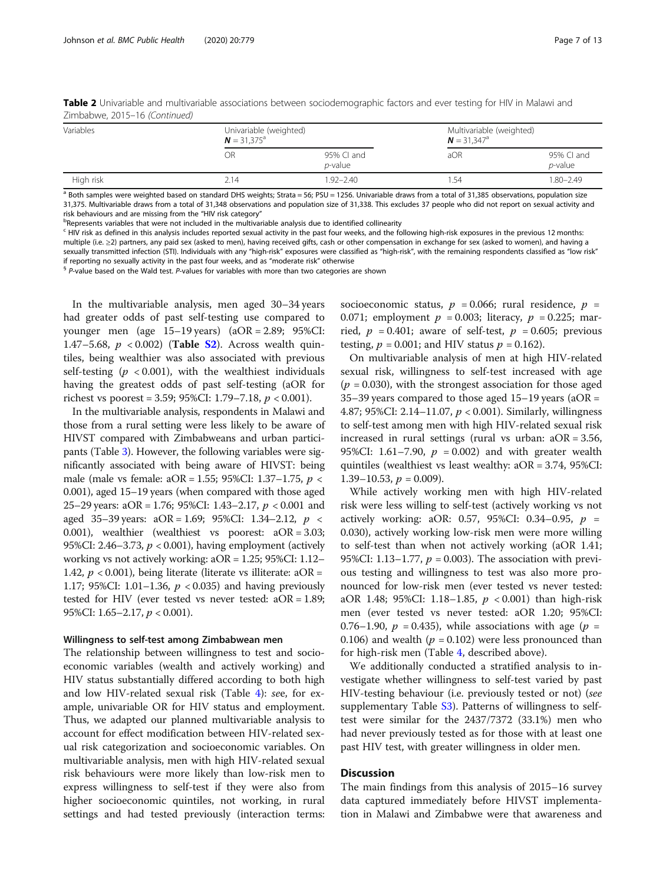**Table 2** Univariable and multivariable associations between sociodemographic factors and ever testing for HIV in Malawi and Zimbabwe, 2015–16 *(Continued)*

| Variables | Univariable (weighted) $N = 31,375$[a] | | Multivariable (weighted) $N = 31,347$[a] | |
|---|---|---|---|---|
| | OR | 95% CI and *p*-value | aOR | 95% CI and *p*-value |
| High risk | 2.14 | 1.92–2.40 | 1.54 | 1.80–2.49 |

[a] Both samples were weighted based on standard DHS weights; Strata = 56; PSU = 1256. Univariable draws from a total of 31,385 observations, population size 31,375. Multivariable draws from a total of 31,348 observations and population size of 31,338. This excludes 37 people who did not report on sexual activity and risk behaviours and are missing from the "HIV risk category"

[b]Represents variables that were not included in the multivariable analysis due to identified collinearity

[c] HIV risk as defined in this analysis includes reported sexual activity in the past four weeks, and the following high-risk exposures in the previous 12 months: multiple (i.e. ≥2) partners, any paid sex (asked to men), having received gifts, cash or other compensation in exchange for sex (asked to women), and having a sexually transmitted infection (STI). Individuals with any "high-risk" exposures were classified as "high-risk", with the remaining respondents classified as "low risk" if reporting no sexually activity in the past four weeks, and as "moderate risk" otherwise

[§] *P*-value based on the Wald test. *P*-values for variables with more than two categories are shown

In the multivariable analysis, men aged 30–34 years had greater odds of past self-testing use compared to younger men (age 15–19 years) (aOR = 2.89; 95%CI: 1.47–5.68, $p < 0.002$) (**Table S2**). Across wealth quintiles, being wealthier was also associated with previous self-testing ($p < 0.001$), with the wealthiest individuals having the greatest odds of past self-testing (aOR for richest vs poorest = 3.59; 95%CI: 1.79–7.18, $p < 0.001$).

In the multivariable analysis, respondents in Malawi and those from a rural setting were less likely to be aware of HIVST compared with Zimbabweans and urban participants (Table 3). However, the following variables were significantly associated with being aware of HIVST: being male (male vs female: aOR = 1.55; 95%CI: 1.37–1.75, $p < 0.001$), aged 15–19 years (when compared with those aged 25–29 years: aOR = 1.76; 95%CI: 1.43–2.17, $p < 0.001$ and aged 35–39 years: aOR = 1.69; 95%CI: 1.34–2.12, $p < 0.001$), wealthier (wealthiest vs poorest: aOR = 3.03; 95%CI: 2.46–3.73, $p < 0.001$), having employment (actively working vs not actively working: aOR = 1.25; 95%CI: 1.12–1.42, $p < 0.001$), being literate (literate vs illiterate: aOR = 1.17; 95%CI: 1.01–1.36, $p < 0.035$) and having previously tested for HIV (ever tested vs never tested: aOR = 1.89; 95%CI: 1.65–2.17, $p < 0.001$).

#### Willingness to self-test among Zimbabwean men

The relationship between willingness to test and socioeconomic variables (wealth and actively working) and HIV status substantially differed according to both high and low HIV-related sexual risk (Table 4): *se*e, for example, univariable OR for HIV status and employment. Thus, we adapted our planned multivariable analysis to account for effect modification between HIV-related sexual risk categorization and socioeconomic variables. On multivariable analysis, men with high HIV-related sexual risk behaviours were more likely than low-risk men to express willingness to self-test if they were also from higher socioeconomic quintiles, not working, in rural settings and had tested previously (interaction terms: socioeconomic status, $p = 0.066$; rural residence, $p = 0.071$; employment $p = 0.003$; literacy, $p = 0.225$; married, $p = 0.401$; aware of self-test, $p = 0.605$; previous testing, $p = 0.001$; and HIV status $p = 0.162$).

On multivariable analysis of men at high HIV-related sexual risk, willingness to self-test increased with age ($p = 0.030$), with the strongest association for those aged 35–39 years compared to those aged 15–19 years (aOR = 4.87; 95%CI: 2.14–11.07, $p < 0.001$). Similarly, willingness to self-test among men with high HIV-related sexual risk increased in rural settings (rural vs urban: aOR = 3.56, 95%CI: 1.61–7.90, $p = 0.002$) and with greater wealth quintiles (wealthiest vs least wealthy: aOR = 3.74, 95%CI: 1.39–10.53, $p = 0.009$).

While actively working men with high HIV-related risk were less willing to self-test (actively working vs not actively working: aOR: 0.57, 95%CI: 0.34–0.95, $p = 0.030$), actively working low-risk men were more willing to self-test than when not actively working (aOR 1.41; 95%CI: 1.13–1.77, $p = 0.003$). The association with previous testing and willingness to test was also more pronounced for low-risk men (ever tested vs never tested: aOR 1.48; 95%CI: 1.18–1.85, $p < 0.001$) than high-risk men (ever tested vs never tested: aOR 1.20; 95%CI: 0.76–1.90, $p = 0.435$), while associations with age ($p = 0.106$) and wealth ($p = 0.102$) were less pronounced than for high-risk men (Table 4, described above).

We additionally conducted a stratified analysis to investigate whether willingness to self-test varied by past HIV-testing behaviour (i.e. previously tested or not) (*see* supplementary Table S3). Patterns of willingness to self-test were similar for the 2437/7372 (33.1%) men who had never previously tested as for those with at least one past HIV test, with greater willingness in older men.

## Discussion

The main findings from this analysis of 2015–16 survey data captured immediately before HIVST implementation in Malawi and Zimbabwe were that awareness and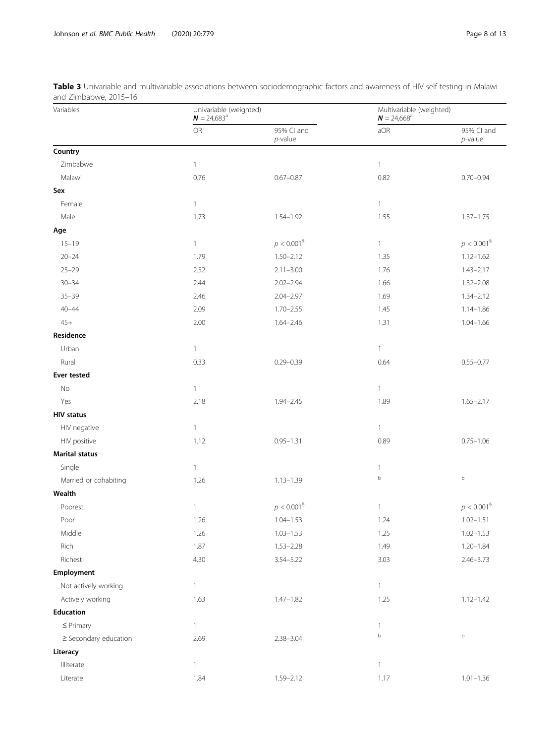**Table 3** Univariable and multivariable associations between sociodemographic factors and awareness of HIV self-testing in Malawi and Zimbabwe, 2015–16

| Variables | Univariable (weighted) $N = 24{,}683$[a] | | Multivariable (weighted) $N = 24{,}668$[a] | |
|---|---|---|---|---|
| | OR | 95% CI and *p*-value | aOR | 95% CI and *p*-value |
| **Country** | | | | |
| Zimbabwe | 1 | | 1 | |
| Malawi | 0.76 | 0.67–0.87 | 0.82 | 0.70–0.94 |
| **Sex** | | | | |
| Female | 1 | | 1 | |
| Male | 1.73 | 1.54–1.92 | 1.55 | 1.37–1.75 |
| **Age** | | | | |
| 15–19 | 1 | $p < 0.001$[§] | 1 | $p < 0.001$[§] |
| 20–24 | 1.79 | 1.50–2.12 | 1.35 | 1.12–1.62 |
| 25–29 | 2.52 | 2.11–3.00 | 1.76 | 1.43–2.17 |
| 30–34 | 2.44 | 2.02–2.94 | 1.66 | 1.32–2.08 |
| 35–39 | 2.46 | 2.04–2.97 | 1.69 | 1.34–2.12 |
| 40–44 | 2.09 | 1.70–2.55 | 1.45 | 1.14–1.86 |
| 45+ | 2.00 | 1.64–2.46 | 1.31 | 1.04–1.66 |
| **Residence** | | | | |
| Urban | 1 | | 1 | |
| Rural | 0.33 | 0.29–0.39 | 0.64 | 0.55–0.77 |
| **Ever tested** | | | | |
| No | 1 | | 1 | |
| Yes | 2.18 | 1.94–2.45 | 1.89 | 1.65–2.17 |
| **HIV status** | | | | |
| HIV negative | 1 | | 1 | |
| HIV positive | 1.12 | 0.95–1.31 | 0.89 | 0.75–1.06 |
| **Marital status** | | | | |
| Single | 1 | | 1 | |
| Married or cohabiting | 1.26 | 1.13–1.39 | [b] | [b] |
| **Wealth** | | | | |
| Poorest | 1 | $p < 0.001$[§] | 1 | $p < 0.001$[§] |
| Poor | 1.26 | 1.04–1.53 | 1.24 | 1.02–1.51 |
| Middle | 1.26 | 1.03–1.53 | 1.25 | 1.02–1.53 |
| Rich | 1.87 | 1.53–2.28 | 1.49 | 1.20–1.84 |
| Richest | 4.30 | 3.54–5.22 | 3.03 | 2.46–3.73 |
| **Employment** | | | | |
| Not actively working | 1 | | 1 | |
| Actively working | 1.63 | 1.47–1.82 | 1.25 | 1.12–1.42 |
| **Education** | | | | |
| ≤ Primary | 1 | | 1 | |
| ≥ Secondary education | 2.69 | 2.38–3.04 | [b] | [b] |
| **Literacy** | | | | |
| Illiterate | 1 | | 1 | |
| Literate | 1.84 | 1.59–2.12 | 1.17 | 1.01–1.36 |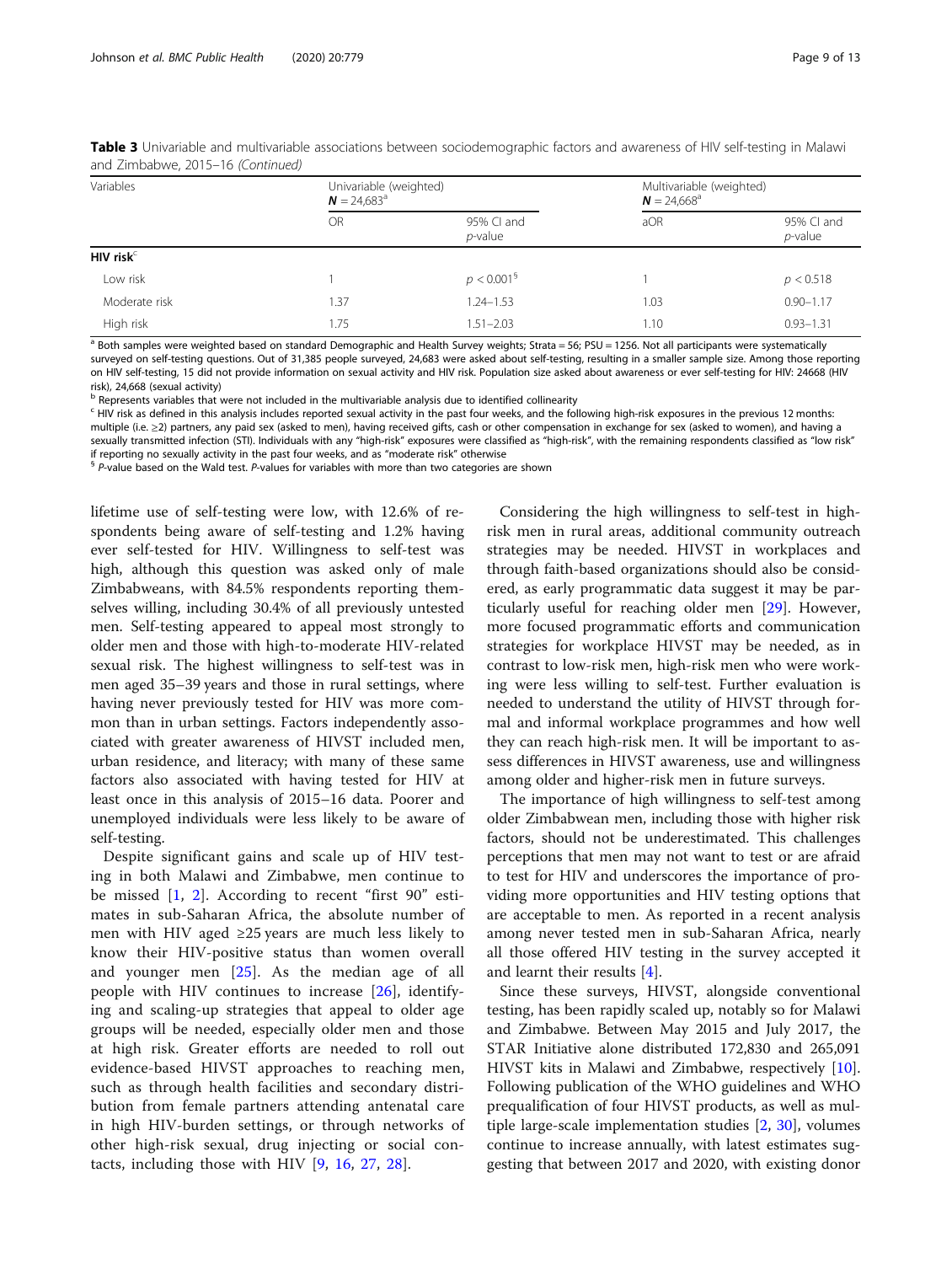**Table 3** Univariable and multivariable associations between sociodemographic factors and awareness of HIV self-testing in Malawi and Zimbabwe, 2015–16 *(Continued)*

| Variables | Univariable (weighted) $\boldsymbol{N} = 24{,}683$[a] | | Multivariable (weighted) $\boldsymbol{N} = 24{,}668$[a] | |
|---|---|---|---|---|
| | OR | 95% CI and *p*-value | aOR | 95% CI and *p*-value |
| **HIV risk**[c] | | | | |
| Low risk | 1 | $p < 0.001$[§] | 1 | $p < 0.518$ |
| Moderate risk | 1.37 | 1.24–1.53 | 1.03 | 0.90–1.17 |
| High risk | 1.75 | 1.51–2.03 | 1.10 | 0.93–1.31 |

[a] Both samples were weighted based on standard Demographic and Health Survey weights; Strata = 56; PSU = 1256. Not all participants were systematically surveyed on self-testing questions. Out of 31,385 people surveyed, 24,683 were asked about self-testing, resulting in a smaller sample size. Among those reporting on HIV self-testing, 15 did not provide information on sexual activity and HIV risk. Population size asked about awareness or ever self-testing for HIV: 24668 (HIV risk), 24,668 (sexual activity)

[b] Represents variables that were not included in the multivariable analysis due to identified collinearity

[c] HIV risk as defined in this analysis includes reported sexual activity in the past four weeks, and the following high-risk exposures in the previous 12 months: multiple (i.e. ≥2) partners, any paid sex (asked to men), having received gifts, cash or other compensation in exchange for sex (asked to women), and having a sexually transmitted infection (STI). Individuals with any "high-risk" exposures were classified as "high-risk", with the remaining respondents classified as "low risk" if reporting no sexually activity in the past four weeks, and as "moderate risk" otherwise

[§] *P*-value based on the Wald test. *P*-values for variables with more than two categories are shown

lifetime use of self-testing were low, with 12.6% of respondents being aware of self-testing and 1.2% having ever self-tested for HIV. Willingness to self-test was high, although this question was asked only of male Zimbabweans, with 84.5% respondents reporting themselves willing, including 30.4% of all previously untested men. Self-testing appeared to appeal most strongly to older men and those with high-to-moderate HIV-related sexual risk. The highest willingness to self-test was in men aged 35–39 years and those in rural settings, where having never previously tested for HIV was more common than in urban settings. Factors independently associated with greater awareness of HIVST included men, urban residence, and literacy; with many of these same factors also associated with having tested for HIV at least once in this analysis of 2015–16 data. Poorer and unemployed individuals were less likely to be aware of self-testing.

Despite significant gains and scale up of HIV testing in both Malawi and Zimbabwe, men continue to be missed [1, 2]. According to recent "first 90" estimates in sub-Saharan Africa, the absolute number of men with HIV aged ≥25 years are much less likely to know their HIV-positive status than women overall and younger men [25]. As the median age of all people with HIV continues to increase [26], identifying and scaling-up strategies that appeal to older age groups will be needed, especially older men and those at high risk. Greater efforts are needed to roll out evidence-based HIVST approaches to reaching men, such as through health facilities and secondary distribution from female partners attending antenatal care in high HIV-burden settings, or through networks of other high-risk sexual, drug injecting or social contacts, including those with HIV [9, 16, 27, 28].

Considering the high willingness to self-test in high-risk men in rural areas, additional community outreach strategies may be needed. HIVST in workplaces and through faith-based organizations should also be considered, as early programmatic data suggest it may be particularly useful for reaching older men [29]. However, more focused programmatic efforts and communication strategies for workplace HIVST may be needed, as in contrast to low-risk men, high-risk men who were working were less willing to self-test. Further evaluation is needed to understand the utility of HIVST through formal and informal workplace programmes and how well they can reach high-risk men. It will be important to assess differences in HIVST awareness, use and willingness among older and higher-risk men in future surveys.

The importance of high willingness to self-test among older Zimbabwean men, including those with higher risk factors, should not be underestimated. This challenges perceptions that men may not want to test or are afraid to test for HIV and underscores the importance of providing more opportunities and HIV testing options that are acceptable to men. As reported in a recent analysis among never tested men in sub-Saharan Africa, nearly all those offered HIV testing in the survey accepted it and learnt their results [4].

Since these surveys, HIVST, alongside conventional testing, has been rapidly scaled up, notably so for Malawi and Zimbabwe. Between May 2015 and July 2017, the STAR Initiative alone distributed 172,830 and 265,091 HIVST kits in Malawi and Zimbabwe, respectively [10]. Following publication of the WHO guidelines and WHO prequalification of four HIVST products, as well as multiple large-scale implementation studies [2, 30], volumes continue to increase annually, with latest estimates suggesting that between 2017 and 2020, with existing donor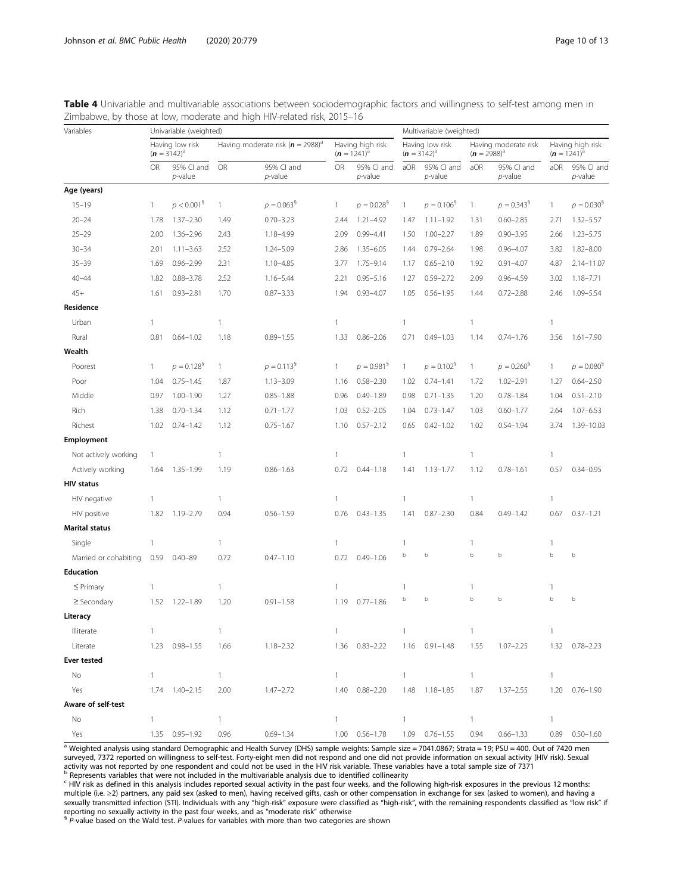**Table 4** Univariable and multivariable associations between sociodemographic factors and willingness to self-test among men in Zimbabwe, by those at low, moderate and high HIV-related risk, 2015–16

| Variables | Univariable (weighted) | | | | | | Multivariable (weighted) | | | | | |
|---|---|---|---|---|---|---|---|---|---|---|---|---|
| | Having low risk ($n$ = 3142)[a] | | Having moderate risk ($n$ = 2988)[a] | | Having high risk ($n$ = 1241)[a] | | Having low risk ($n$ = 3142)[a] | | Having moderate risk ($n$ = 2988)[a] | | Having high risk ($n$ = 1241)[a] | |
| | OR | 95% CI and $p$-value | OR | 95% CI and $p$-value | OR | 95% CI and $p$-value | aOR | 95% CI and $p$-value | aOR | 95% CI and $p$-value | aOR | 95% CI and $p$-value |
| **Age (years)** | | | | | | | | | | | | |
| 15–19 | 1 | $p < 0.001$[§] | 1 | $p = 0.063$[§] | 1 | $p = 0.028$[§] | 1 | $p = 0.106$[§] | 1 | $p = 0.343$[§] | 1 | $p = 0.030$[§] |
| 20–24 | 1.78 | 1.37–2.30 | 1.49 | 0.70–3.23 | 2.44 | 1.21–4.92 | 1.47 | 1.11–1.92 | 1.31 | 0.60–2.85 | 2.71 | 1.32–5.57 |
| 25–29 | 2.00 | 1.36–2.96 | 2.43 | 1.18–4.99 | 2.09 | 0.99–4.41 | 1.50 | 1.00–2.27 | 1.89 | 0.90–3.95 | 2.66 | 1.23–5.75 |
| 30–34 | 2.01 | 1.11–3.63 | 2.52 | 1.24–5.09 | 2.86 | 1.35–6.05 | 1.44 | 0.79–2.64 | 1.98 | 0.96–4.07 | 3.82 | 1.82–8.00 |
| 35–39 | 1.69 | 0.96–2.99 | 2.31 | 1.10–4.85 | 3.77 | 1.75–9.14 | 1.17 | 0.65–2.10 | 1.92 | 0.91–4.07 | 4.87 | 2.14–11.07 |
| 40–44 | 1.82 | 0.88–3.78 | 2.52 | 1.16–5.44 | 2.21 | 0.95–5.16 | 1.27 | 0.59–2.72 | 2.09 | 0.96–4.59 | 3.02 | 1.18–7.71 |
| 45+ | 1.61 | 0.93–2.81 | 1.70 | 0.87–3.33 | 1.94 | 0.93–4.07 | 1.05 | 0.56–1.95 | 1.44 | 0.72–2.88 | 2.46 | 1.09–5.54 |
| **Residence** | | | | | | | | | | | | |
| Urban | 1 | | 1 | | 1 | | 1 | | 1 | | 1 | |
| Rural | 0.81 | 0.64–1.02 | 1.18 | 0.89–1.55 | 1.33 | 0.86–2.06 | 0.71 | 0.49–1.03 | 1.14 | 0.74–1.76 | 3.56 | 1.61–7.90 |
| **Wealth** | | | | | | | | | | | | |
| Poorest | 1 | $p = 0.128$[§] | 1 | $p = 0.113$[§] | 1 | $p = 0.981$[§] | 1 | $p = 0.102$[§] | 1 | $p = 0.260$[§] | 1 | $p = 0.080$[§] |
| Poor | 1.04 | 0.75–1.45 | 1.87 | 1.13–3.09 | 1.16 | 0.58–2.30 | 1.02 | 0.74–1.41 | 1.72 | 1.02–2.91 | 1.27 | 0.64–2.50 |
| Middle | 0.97 | 1.00–1.90 | 1.27 | 0.85–1.88 | 0.96 | 0.49–1.89 | 0.98 | 0.71–1.35 | 1.20 | 0.78–1.84 | 1.04 | 0.51–2.10 |
| Rich | 1.38 | 0.70–1.34 | 1.12 | 0.71–1.77 | 1.03 | 0.52–2.05 | 1.04 | 0.73–1.47 | 1.03 | 0.60–1.77 | 2.64 | 1.07–6.53 |
| Richest | 1.02 | 0.74–1.42 | 1.12 | 0.75–1.67 | 1.10 | 0.57–2.12 | 0.65 | 0.42–1.02 | 1.02 | 0.54–1.94 | 3.74 | 1.39–10.03 |
| **Employment** | | | | | | | | | | | | |
| Not actively working | 1 | | 1 | | 1 | | 1 | | 1 | | 1 | |
| Actively working | 1.64 | 1.35–1.99 | 1.19 | 0.86–1.63 | 0.72 | 0.44–1.18 | 1.41 | 1.13–1.77 | 1.12 | 0.78–1.61 | 0.57 | 0.34–0.95 |
| **HIV status** | | | | | | | | | | | | |
| HIV negative | 1 | | 1 | | 1 | | 1 | | 1 | | 1 | |
| HIV positive | 1.82 | 1.19–2.79 | 0.94 | 0.56–1.59 | 0.76 | 0.43–1.35 | 1.41 | 0.87–2.30 | 0.84 | 0.49–1.42 | 0.67 | 0.37–1.21 |
| **Marital status** | | | | | | | | | | | | |
| Single | 1 | | 1 | | 1 | | 1 | | 1 | | 1 | |
| Married or cohabiting | 0.59 | 0.40–89 | 0.72 | 0.47–1.10 | 0.72 | 0.49–1.06 | b | b | b | b | b | b |
| **Education** | | | | | | | | | | | | |
| ≤ Primary | 1 | | 1 | | 1 | | 1 | | 1 | | 1 | |
| ≥ Secondary | 1.52 | 1.22–1.89 | 1.20 | 0.91–1.58 | 1.19 | 0.77–1.86 | b | b | b | b | b | b |
| **Literacy** | | | | | | | | | | | | |
| Illiterate | 1 | | 1 | | 1 | | 1 | | 1 | | 1 | |
| Literate | 1.23 | 0.98–1.55 | 1.66 | 1.18–2.32 | 1.36 | 0.83–2.22 | 1.16 | 0.91–1.48 | 1.55 | 1.07–2.25 | 1.32 | 0.78–2.23 |
| **Ever tested** | | | | | | | | | | | | |
| No | 1 | | 1 | | 1 | | 1 | | 1 | | 1 | |
| Yes | 1.74 | 1.40–2.15 | 2.00 | 1.47–2.72 | 1.40 | 0.88–2.20 | 1.48 | 1.18–1.85 | 1.87 | 1.37–2.55 | 1.20 | 0.76–1.90 |
| **Aware of self-test** | | | | | | | | | | | | |
| No | 1 | | 1 | | 1 | | 1 | | 1 | | 1 | |
| Yes | 1.35 | 0.95–1.92 | 0.96 | 0.69–1.34 | 1.00 | 0.56–1.78 | 1.09 | 0.76–1.55 | 0.94 | 0.66–1.33 | 0.89 | 0.50–1.60 |

[a] Weighted analysis using standard Demographic and Health Survey (DHS) sample weights: Sample size = 7041.0867; Strata = 19; PSU = 400. Out of 7420 men surveyed, 7372 reported on willingness to self-test. Forty-eight men did not respond and one did not provide information on sexual activity (HIV risk). Sexual activity was not reported by one respondent and could not be used in the HIV risk variable. These variables have a total sample size of 7371

[b] Represents variables that were not included in the multivariable analysis due to identified collinearity

[c] HIV risk as defined in this analysis includes reported sexual activity in the past four weeks, and the following high-risk exposures in the previous 12 months: multiple (i.e. ≥2) partners, any paid sex (asked to men), having received gifts, cash or other compensation in exchange for sex (asked to women), and having a sexually transmitted infection (STI). Individuals with any "high-risk" exposure were classified as "high-risk", with the remaining respondents classified as "low risk" if reporting no sexually activity in the past four weeks, and as "moderate risk" otherwise

[§] $P$-value based on the Wald test. $P$-values for variables with more than two categories are shown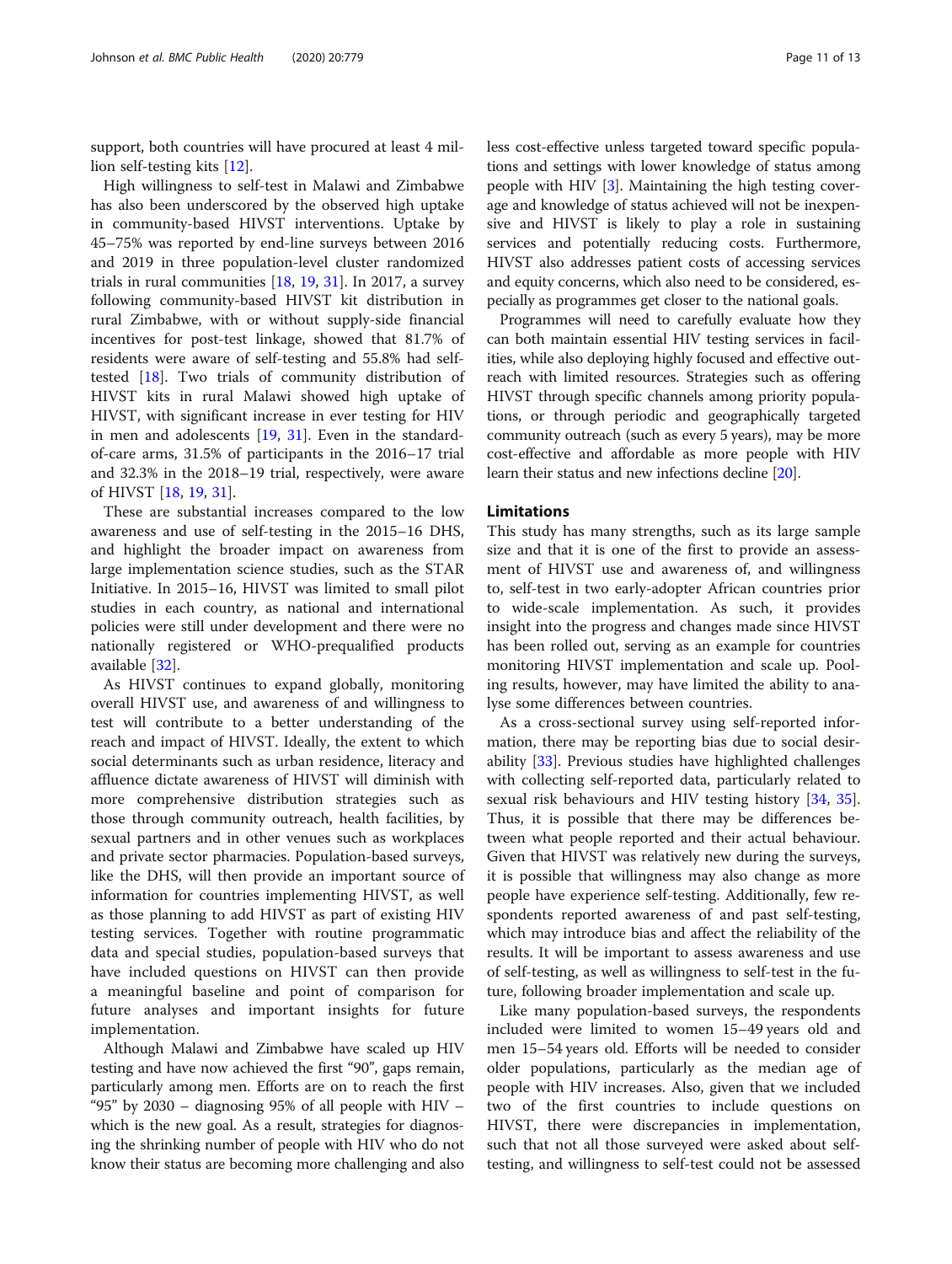support, both countries will have procured at least 4 million self-testing kits [12].

High willingness to self-test in Malawi and Zimbabwe has also been underscored by the observed high uptake in community-based HIVST interventions. Uptake by 45–75% was reported by end-line surveys between 2016 and 2019 in three population-level cluster randomized trials in rural communities [18, 19, 31]. In 2017, a survey following community-based HIVST kit distribution in rural Zimbabwe, with or without supply-side financial incentives for post-test linkage, showed that 81.7% of residents were aware of self-testing and 55.8% had self-tested [18]. Two trials of community distribution of HIVST kits in rural Malawi showed high uptake of HIVST, with significant increase in ever testing for HIV in men and adolescents [19, 31]. Even in the standard-of-care arms, 31.5% of participants in the 2016–17 trial and 32.3% in the 2018–19 trial, respectively, were aware of HIVST [18, 19, 31].

These are substantial increases compared to the low awareness and use of self-testing in the 2015–16 DHS, and highlight the broader impact on awareness from large implementation science studies, such as the STAR Initiative. In 2015–16, HIVST was limited to small pilot studies in each country, as national and international policies were still under development and there were no nationally registered or WHO-prequalified products available [32].

As HIVST continues to expand globally, monitoring overall HIVST use, and awareness of and willingness to test will contribute to a better understanding of the reach and impact of HIVST. Ideally, the extent to which social determinants such as urban residence, literacy and affluence dictate awareness of HIVST will diminish with more comprehensive distribution strategies such as those through community outreach, health facilities, by sexual partners and in other venues such as workplaces and private sector pharmacies. Population-based surveys, like the DHS, will then provide an important source of information for countries implementing HIVST, as well as those planning to add HIVST as part of existing HIV testing services. Together with routine programmatic data and special studies, population-based surveys that have included questions on HIVST can then provide a meaningful baseline and point of comparison for future analyses and important insights for future implementation.

Although Malawi and Zimbabwe have scaled up HIV testing and have now achieved the first "90", gaps remain, particularly among men. Efforts are on to reach the first "95" by 2030 – diagnosing 95% of all people with HIV – which is the new goal. As a result, strategies for diagnosing the shrinking number of people with HIV who do not know their status are becoming more challenging and also less cost-effective unless targeted toward specific populations and settings with lower knowledge of status among people with HIV [3]. Maintaining the high testing coverage and knowledge of status achieved will not be inexpensive and HIVST is likely to play a role in sustaining services and potentially reducing costs. Furthermore, HIVST also addresses patient costs of accessing services and equity concerns, which also need to be considered, especially as programmes get closer to the national goals.

Programmes will need to carefully evaluate how they can both maintain essential HIV testing services in facilities, while also deploying highly focused and effective outreach with limited resources. Strategies such as offering HIVST through specific channels among priority populations, or through periodic and geographically targeted community outreach (such as every 5 years), may be more cost-effective and affordable as more people with HIV learn their status and new infections decline [20].

## Limitations

This study has many strengths, such as its large sample size and that it is one of the first to provide an assessment of HIVST use and awareness of, and willingness to, self-test in two early-adopter African countries prior to wide-scale implementation. As such, it provides insight into the progress and changes made since HIVST has been rolled out, serving as an example for countries monitoring HIVST implementation and scale up. Pooling results, however, may have limited the ability to analyse some differences between countries.

As a cross-sectional survey using self-reported information, there may be reporting bias due to social desirability [33]. Previous studies have highlighted challenges with collecting self-reported data, particularly related to sexual risk behaviours and HIV testing history [34, 35]. Thus, it is possible that there may be differences between what people reported and their actual behaviour. Given that HIVST was relatively new during the surveys, it is possible that willingness may also change as more people have experience self-testing. Additionally, few respondents reported awareness of and past self-testing, which may introduce bias and affect the reliability of the results. It will be important to assess awareness and use of self-testing, as well as willingness to self-test in the future, following broader implementation and scale up.

Like many population-based surveys, the respondents included were limited to women 15–49 years old and men 15–54 years old. Efforts will be needed to consider older populations, particularly as the median age of people with HIV increases. Also, given that we included two of the first countries to include questions on HIVST, there were discrepancies in implementation, such that not all those surveyed were asked about self-testing, and willingness to self-test could not be assessed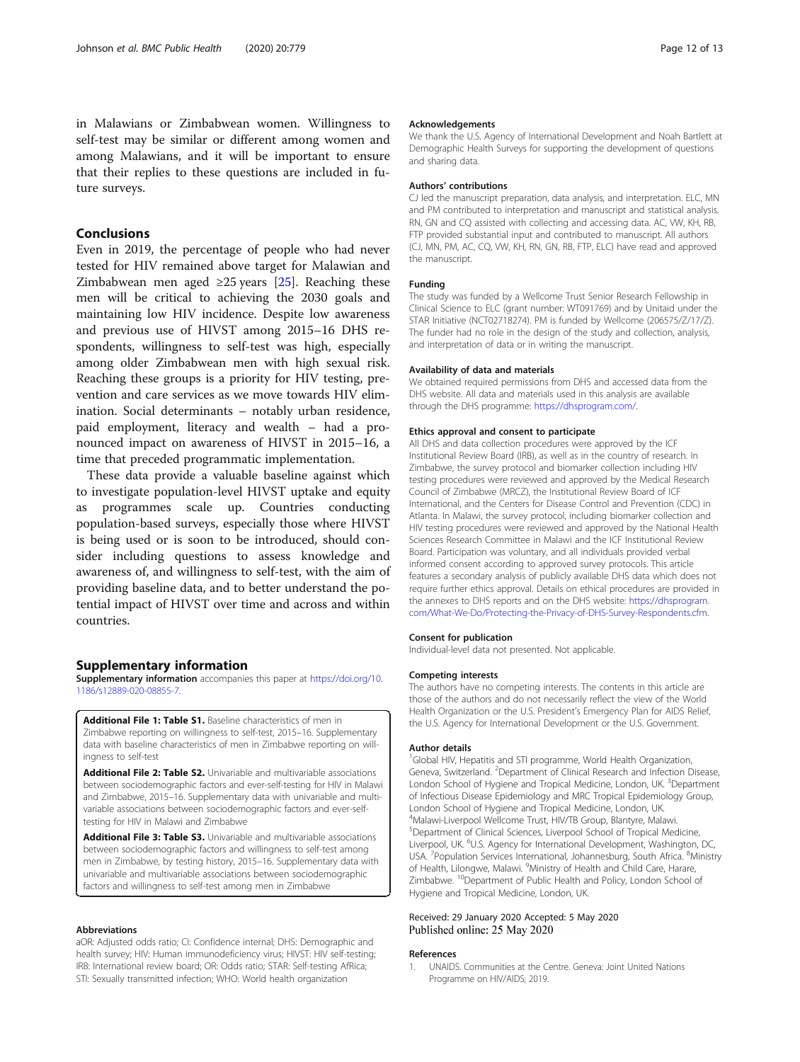in Malawians or Zimbabwean women. Willingness to self-test may be similar or different among women and among Malawians, and it will be important to ensure that their replies to these questions are included in future surveys.

## Conclusions

Even in 2019, the percentage of people who had never tested for HIV remained above target for Malawian and Zimbabwean men aged ≥25 years [25]. Reaching these men will be critical to achieving the 2030 goals and maintaining low HIV incidence. Despite low awareness and previous use of HIVST among 2015–16 DHS respondents, willingness to self-test was high, especially among older Zimbabwean men with high sexual risk. Reaching these groups is a priority for HIV testing, prevention and care services as we move towards HIV elimination. Social determinants – notably urban residence, paid employment, literacy and wealth – had a pronounced impact on awareness of HIVST in 2015–16, a time that preceded programmatic implementation.

These data provide a valuable baseline against which to investigate population-level HIVST uptake and equity as programmes scale up. Countries conducting population-based surveys, especially those where HIVST is being used or is soon to be introduced, should consider including questions to assess knowledge and awareness of, and willingness to self-test, with the aim of providing baseline data, and to better understand the potential impact of HIVST over time and across and within countries.

## Supplementary information

**Supplementary information** accompanies this paper at https://doi.org/10.1186/s12889-020-08855-7.

**Additional File 1: Table S1.** Baseline characteristics of men in Zimbabwe reporting on willingness to self-test, 2015–16. Supplementary data with baseline characteristics of men in Zimbabwe reporting on willingness to self-test

**Additional File 2: Table S2.** Univariable and multivariable associations between sociodemographic factors and ever-self-testing for HIV in Malawi and Zimbabwe, 2015–16. Supplementary data with univariable and multivariable associations between sociodemographic factors and ever-self-testing for HIV in Malawi and Zimbabwe

**Additional File 3: Table S3.** Univariable and multivariable associations between sociodemographic factors and willingness to self-test among men in Zimbabwe, by testing history, 2015–16. Supplementary data with univariable and multivariable associations between sociodemographic factors and willingness to self-test among men in Zimbabwe

#### Abbreviations

aOR: Adjusted odds ratio; CI: Confidence internal; DHS: Demographic and health survey; HIV: Human immunodeficiency virus; HIVST: HIV self-testing; IRB: International review board; OR: Odds ratio; STAR: Self-testing AfRica; STI: Sexually transmitted infection; WHO: World health organization

#### Acknowledgements

We thank the U.S. Agency of International Development and Noah Bartlett at Demographic Health Surveys for supporting the development of questions and sharing data.

#### Authors' contributions

CJ led the manuscript preparation, data analysis, and interpretation. ELC, MN and PM contributed to interpretation and manuscript and statistical analysis. RN, GN and CQ assisted with collecting and accessing data. AC, VW, KH, RB, FTP provided substantial input and contributed to manuscript. All authors (CJ, MN, PM, AC, CQ, VW, KH, RN, GN, RB, FTP, ELC) have read and approved the manuscript.

#### Funding

The study was funded by a Wellcome Trust Senior Research Fellowship in Clinical Science to ELC (grant number: WT091769) and by Unitaid under the STAR Initiative (NCT02718274). PM is funded by Wellcome (206575/Z/17/Z). The funder had no role in the design of the study and collection, analysis, and interpretation of data or in writing the manuscript.

#### Availability of data and materials

We obtained required permissions from DHS and accessed data from the DHS website. All data and materials used in this analysis are available through the DHS programme: https://dhsprogram.com/.

#### Ethics approval and consent to participate

All DHS and data collection procedures were approved by the ICF Institutional Review Board (IRB), as well as in the country of research. In Zimbabwe, the survey protocol and biomarker collection including HIV testing procedures were reviewed and approved by the Medical Research Council of Zimbabwe (MRCZ), the Institutional Review Board of ICF International, and the Centers for Disease Control and Prevention (CDC) in Atlanta. In Malawi, the survey protocol, including biomarker collection and HIV testing procedures were reviewed and approved by the National Health Sciences Research Committee in Malawi and the ICF Institutional Review Board. Participation was voluntary, and all individuals provided verbal informed consent according to approved survey protocols. This article features a secondary analysis of publicly available DHS data which does not require further ethics approval. Details on ethical procedures are provided in the annexes to DHS reports and on the DHS website: https://dhsprogram.com/What-We-Do/Protecting-the-Privacy-of-DHS-Survey-Respondents.cfm.

#### Consent for publication

Individual-level data not presented. Not applicable.

#### Competing interests

The authors have no competing interests. The contents in this article are those of the authors and do not necessarily reflect the view of the World Health Organization or the U.S. President's Emergency Plan for AIDS Relief, the U.S. Agency for International Development or the U.S. Government.

#### Author details

[1]Global HIV, Hepatitis and STI programme, World Health Organization, Geneva, Switzerland. [2]Department of Clinical Research and Infection Disease, London School of Hygiene and Tropical Medicine, London, UK. [3]Department of Infectious Disease Epidemiology and MRC Tropical Epidemiology Group, London School of Hygiene and Tropical Medicine, London, UK. [4]Malawi-Liverpool Wellcome Trust, HIV/TB Group, Blantyre, Malawi. [5]Department of Clinical Sciences, Liverpool School of Tropical Medicine, Liverpool, UK. [6]U.S. Agency for International Development, Washington, DC, USA. [7]Population Services International, Johannesburg, South Africa. [8]Ministry of Health, Lilongwe, Malawi. [9]Ministry of Health and Child Care, Harare, Zimbabwe. [10]Department of Public Health and Policy, London School of Hygiene and Tropical Medicine, London, UK.

Received: 29 January 2020 Accepted: 5 May 2020
Published online: 25 May 2020

#### References

1. UNAIDS. Communities at the Centre. Geneva: Joint United Nations Programme on HIV/AIDS; 2019.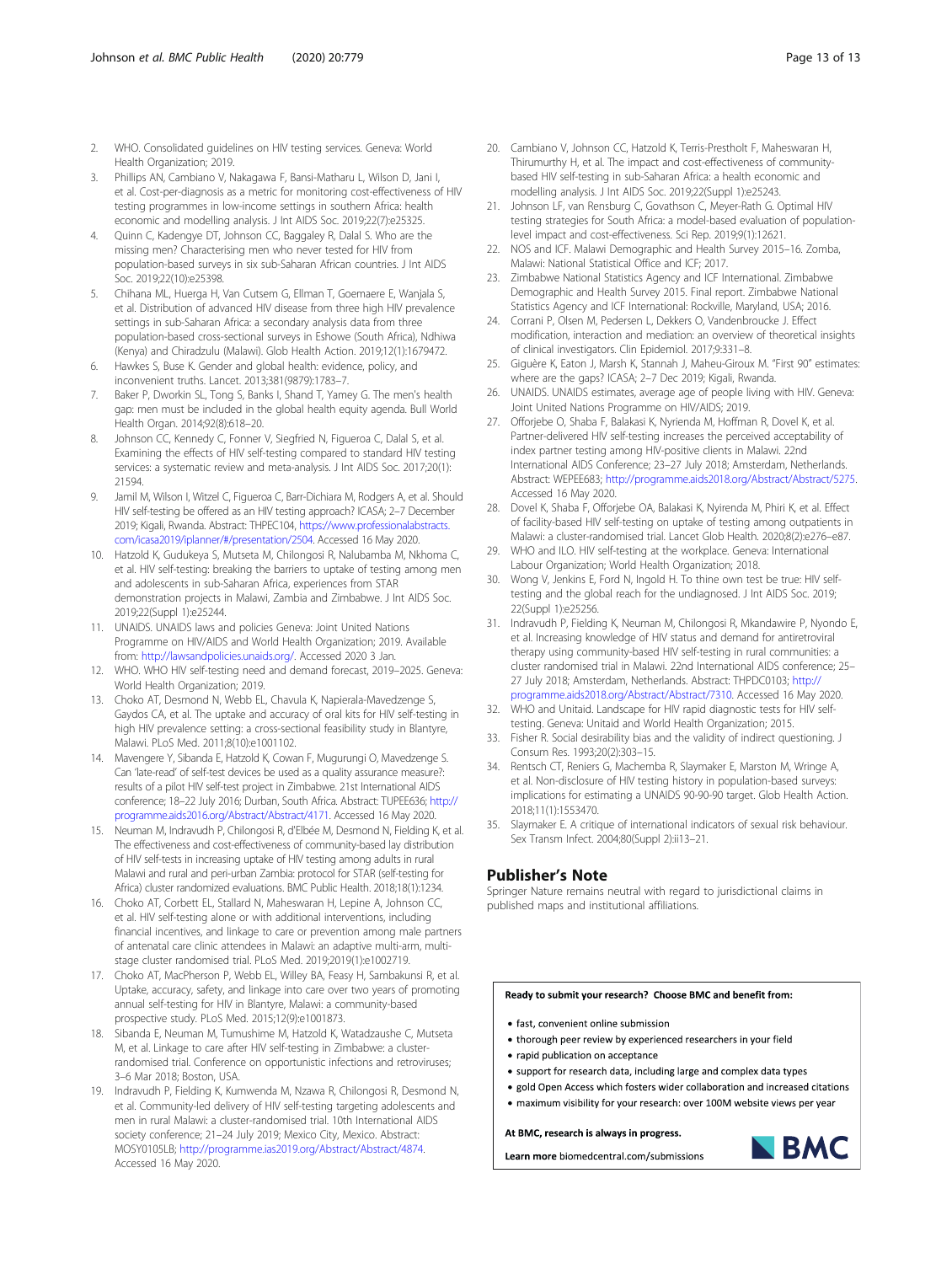2. WHO. Consolidated guidelines on HIV testing services. Geneva: World Health Organization; 2019.
3. Phillips AN, Cambiano V, Nakagawa F, Bansi-Matharu L, Wilson D, Jani I, et al. Cost-per-diagnosis as a metric for monitoring cost-effectiveness of HIV testing programmes in low-income settings in southern Africa: health economic and modelling analysis. J Int AIDS Soc. 2019;22(7):e25325.
4. Quinn C, Kadengye DT, Johnson CC, Baggaley R, Dalal S. Who are the missing men? Characterising men who never tested for HIV from population-based surveys in six sub-Saharan African countries. J Int AIDS Soc. 2019;22(10):e25398.
5. Chihana ML, Huerga H, Van Cutsem G, Ellman T, Goemaere E, Wanjala S, et al. Distribution of advanced HIV disease from three high HIV prevalence settings in sub-Saharan Africa: a secondary analysis data from three population-based cross-sectional surveys in Eshowe (South Africa), Ndhiwa (Kenya) and Chiradzulu (Malawi). Glob Health Action. 2019;12(1):1679472.
6. Hawkes S, Buse K. Gender and global health: evidence, policy, and inconvenient truths. Lancet. 2013;381(9879):1783–7.
7. Baker P, Dworkin SL, Tong S, Banks I, Shand T, Yamey G. The men's health gap: men must be included in the global health equity agenda. Bull World Health Organ. 2014;92(8):618–20.
8. Johnson CC, Kennedy C, Fonner V, Siegfried N, Figueroa C, Dalal S, et al. Examining the effects of HIV self-testing compared to standard HIV testing services: a systematic review and meta-analysis. J Int AIDS Soc. 2017;20(1):21594.
9. Jamil M, Wilson I, Witzel C, Figueroa C, Barr-Dichiara M, Rodgers A, et al. Should HIV self-testing be offered as an HIV testing approach? ICASA; 2–7 December 2019; Kigali, Rwanda. Abstract: THPEC104, https://www.professionalabstracts.com/icasa2019/iplanner/#/presentation/2504. Accessed 16 May 2020.
10. Hatzold K, Gudukeya S, Mutseta M, Chilongosi R, Nalubamba M, Nkhoma C, et al. HIV self-testing: breaking the barriers to uptake of testing among men and adolescents in sub-Saharan Africa, experiences from STAR demonstration projects in Malawi, Zambia and Zimbabwe. J Int AIDS Soc. 2019;22(Suppl 1):e25244.
11. UNAIDS. UNAIDS laws and policies Geneva: Joint United Nations Programme on HIV/AIDS and World Health Organization; 2019. Available from: http://lawsandpolicies.unaids.org/. Accessed 2020 3 Jan.
12. WHO. WHO HIV self-testing need and demand forecast, 2019–2025. Geneva: World Health Organization; 2019.
13. Choko AT, Desmond N, Webb EL, Chavula K, Napierala-Mavedzenge S, Gaydos CA, et al. The uptake and accuracy of oral kits for HIV self-testing in high HIV prevalence setting: a cross-sectional feasibility study in Blantyre, Malawi. PLoS Med. 2011;8(10):e1001102.
14. Mavengere Y, Sibanda E, Hatzold K, Cowan F, Mugurungi O, Mavedzenge S. Can 'late-read' of self-test devices be used as a quality assurance measure?: results of a pilot HIV self-test project in Zimbabwe. 21st International AIDS conference; 18–22 July 2016; Durban, South Africa. Abstract: TUPEE636; http://programme.aids2016.org/Abstract/Abstract/4171. Accessed 16 May 2020.
15. Neuman M, Indravudh P, Chilongosi R, d'Elbée M, Desmond N, Fielding K, et al. The effectiveness and cost-effectiveness of community-based lay distribution of HIV self-tests in increasing uptake of HIV testing among adults in rural Malawi and rural and peri-urban Zambia: protocol for STAR (self-testing for Africa) cluster randomized evaluations. BMC Public Health. 2018;18(1):1234.
16. Choko AT, Corbett EL, Stallard N, Maheswaran H, Lepine A, Johnson CC, et al. HIV self-testing alone or with additional interventions, including financial incentives, and linkage to care or prevention among male partners of antenatal care clinic attendees in Malawi: an adaptive multi-arm, multi-stage cluster randomised trial. PLoS Med. 2019;2019(1):e1002719.
17. Choko AT, MacPherson P, Webb EL, Willey BA, Feasy H, Sambakunsi R, et al. Uptake, accuracy, safety, and linkage into care over two years of promoting annual self-testing for HIV in Blantyre, Malawi: a community-based prospective study. PLoS Med. 2015;12(9):e1001873.
18. Sibanda E, Neuman M, Tumushime M, Hatzold K, Watadzaushe C, Mutseta M, et al. Linkage to care after HIV self-testing in Zimbabwe: a cluster-randomised trial. Conference on opportunistic infections and retroviruses; 3–6 Mar 2018; Boston, USA.
19. Indravudh P, Fielding K, Kumwenda M, Nzawa R, Chilongosi R, Desmond N, et al. Community-led delivery of HIV self-testing targeting adolescents and men in rural Malawi: a cluster-randomised trial. 10th International AIDS society conference; 21–24 July 2019; Mexico City, Mexico. Abstract: MOSY0105LB; http://programme.ias2019.org/Abstract/Abstract/4874. Accessed 16 May 2020.
20. Cambiano V, Johnson CC, Hatzold K, Terris-Prestholt F, Maheswaran H, Thirumurthy H, et al. The impact and cost-effectiveness of community-based HIV self-testing in sub-Saharan Africa: a health economic and modelling analysis. J Int AIDS Soc. 2019;22(Suppl 1):e25243.
21. Johnson LF, van Rensburg C, Govathson C, Meyer-Rath G. Optimal HIV testing strategies for South Africa: a model-based evaluation of population-level impact and cost-effectiveness. Sci Rep. 2019;9(1):12621.
22. NOS and ICF. Malawi Demographic and Health Survey 2015–16. Zomba, Malawi: National Statistical Office and ICF; 2017.
23. Zimbabwe National Statistics Agency and ICF International. Zimbabwe Demographic and Health Survey 2015. Final report. Zimbabwe National Statistics Agency and ICF International: Rockville, Maryland, USA; 2016.
24. Corrani P, Olsen M, Pedersen L, Dekkers O, Vandenbroucke J. Effect modification, interaction and mediation: an overview of theoretical insights of clinical investigators. Clin Epidemiol. 2017;9:331–8.
25. Giguère K, Eaton J, Marsh K, Stannah J, Maheu-Giroux M. "First 90" estimates: where are the gaps? ICASA; 2–7 Dec 2019; Kigali, Rwanda.
26. UNAIDS. UNAIDS estimates, average age of people living with HIV. Geneva: Joint United Nations Programme on HIV/AIDS; 2019.
27. Offorjebe O, Shaba F, Balakasi K, Nyrienda M, Hoffman R, Dovel K, et al. Partner-delivered HIV self-testing increases the perceived acceptability of index partner testing among HIV-positive clients in Malawi. 22nd International AIDS Conference; 23–27 July 2018; Amsterdam, Netherlands. Abstract: WEPEE683; http://programme.aids2018.org/Abstract/Abstract/5275. Accessed 16 May 2020.
28. Dovel K, Shaba F, Offorjebe OA, Balakasi K, Nyirenda M, Phiri K, et al. Effect of facility-based HIV self-testing on uptake of testing among outpatients in Malawi: a cluster-randomised trial. Lancet Glob Health. 2020;8(2):e276–e87.
29. WHO and ILO. HIV self-testing at the workplace. Geneva: International Labour Organization; World Health Organization; 2018.
30. Wong V, Jenkins E, Ford N, Ingold H. To thine own test be true: HIV self-testing and the global reach for the undiagnosed. J Int AIDS Soc. 2019; 22(Suppl 1):e25256.
31. Indravudh P, Fielding K, Neuman M, Chilongosi R, Mkandawire P, Nyondo E, et al. Increasing knowledge of HIV status and demand for antiretroviral therapy using community-based HIV self-testing in rural communities: a cluster randomised trial in Malawi. 22nd International AIDS conference; 25–27 July 2018; Amsterdam, Netherlands. Abstract: THPDC0103; http://programme.aids2018.org/Abstract/Abstract/7310. Accessed 16 May 2020.
32. WHO and Unitaid. Landscape for HIV rapid diagnostic tests for HIV self-testing. Geneva: Unitaid and World Health Organization; 2015.
33. Fisher R. Social desirability bias and the validity of indirect questioning. J Consum Res. 1993;20(2):303–15.
34. Rentsch CT, Reniers G, Machemba R, Slaymaker E, Marston M, Wringe A, et al. Non-disclosure of HIV testing history in population-based surveys: implications for estimating a UNAIDS 90-90-90 target. Glob Health Action. 2018;11(1):1553470.
35. Slaymaker E. A critique of international indicators of sexual risk behaviour. Sex Transm Infect. 2004;80(Suppl 2):ii13–21.

## Publisher's Note

Springer Nature remains neutral with regard to jurisdictional claims in published maps and institutional affiliations.

**Ready to submit your research? Choose BMC and benefit from:**

- fast, convenient online submission
- thorough peer review by experienced researchers in your field
- rapid publication on acceptance
- support for research data, including large and complex data types
- gold Open Access which fosters wider collaboration and increased citations
- maximum visibility for your research: over 100M website views per year

**At BMC, research is always in progress.**

**Learn more** biomedcentral.com/submissions

BMC